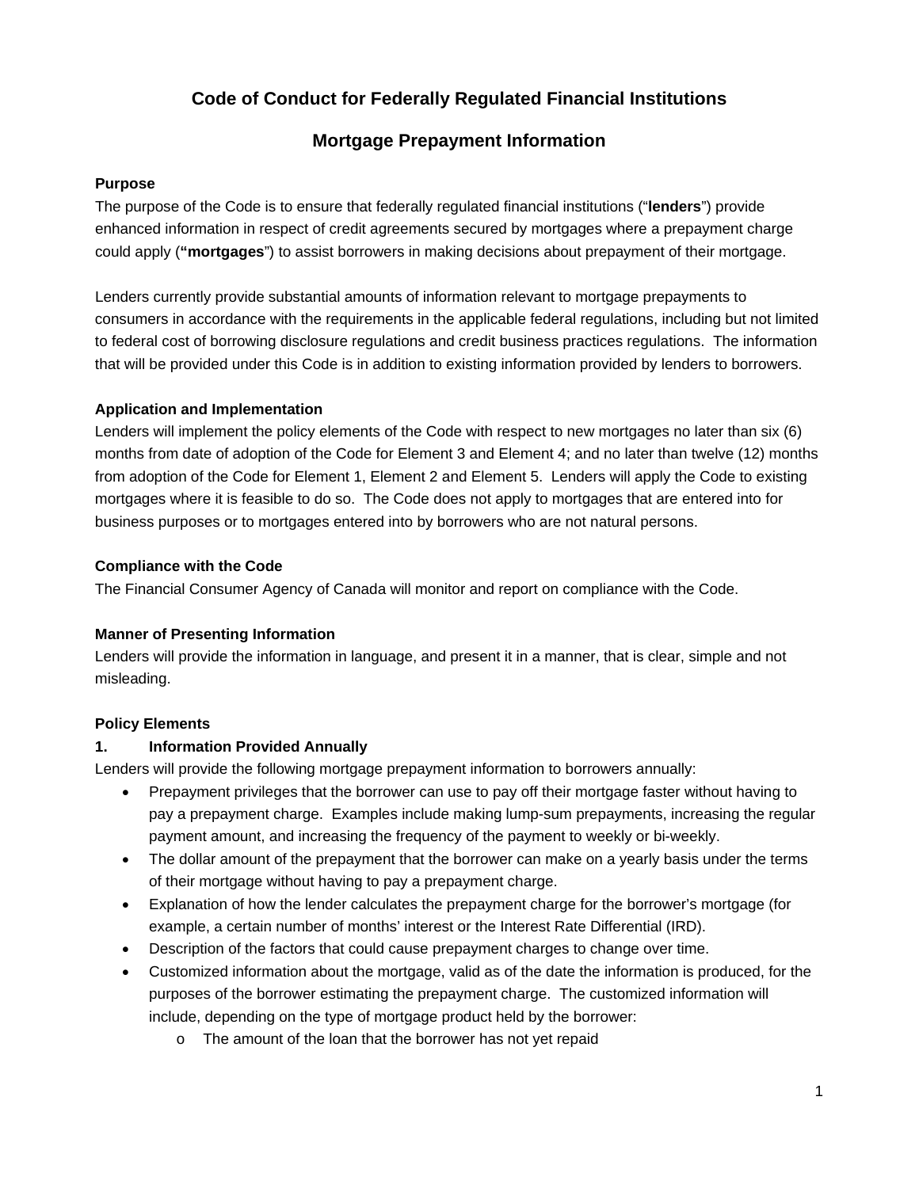# Code of Conduct for Federally Regulated Financial Institutions

## Mortgage Prepayment Information

**Purpose**

The purpose of the Code is to ensure that federally regulated financial institutions ("**lenders**") provide enhanced information in respect of credit agreements secured by mortgages where a prepayment charge could apply (**"mortgages**") to assist borrowers in making decisions about prepayment of their mortgage.

Lenders currently provide substantial amounts of information relevant to mortgage prepayments to consumers in accordance with the requirements in the applicable federal regulations, including but not limited to federal cost of borrowing disclosure regulations and credit business practices regulations. The information that will be provided under this Code is in addition to existing information provided by lenders to borrowers.

**Application and Implementation**

Lenders will implement the policy elements of the Code with respect to new mortgages no later than six (6) months from date of adoption of the Code for Element 3 and Element 4; and no later than twelve (12) months from adoption of the Code for Element 1, Element 2 and Element 5. Lenders will apply the Code to existing mortgages where it is feasible to do so. The Code does not apply to mortgages that are entered into for business purposes or to mortgages entered into by borrowers who are not natural persons.

**Compliance with the Code**

The Financial Consumer Agency of Canada will monitor and report on compliance with the Code.

**Manner of Presenting Information**

Lenders will provide the information in language, and present it in a manner, that is clear, simple and not misleading.

**Policy Elements**

**1. Information Provided Annually**

Lenders will provide the following mortgage prepayment information to borrowers annually:

- Prepayment privileges that the borrower can use to pay off their mortgage faster without having to pay a prepayment charge. Examples include making lump-sum prepayments, increasing the regular payment amount, and increasing the frequency of the payment to weekly or bi-weekly.
- The dollar amount of the prepayment that the borrower can make on a yearly basis under the terms of their mortgage without having to pay a prepayment charge.
- Explanation of how the lender calculates the prepayment charge for the borrower's mortgage (for example, a certain number of months' interest or the Interest Rate Differential (IRD).
- Description of the factors that could cause prepayment charges to change over time.
- Customized information about the mortgage, valid as of the date the information is produced, for the purposes of the borrower estimating the prepayment charge. The customized information will include, depending on the type of mortgage product held by the borrower:
    - The amount of the loan that the borrower has not yet repaid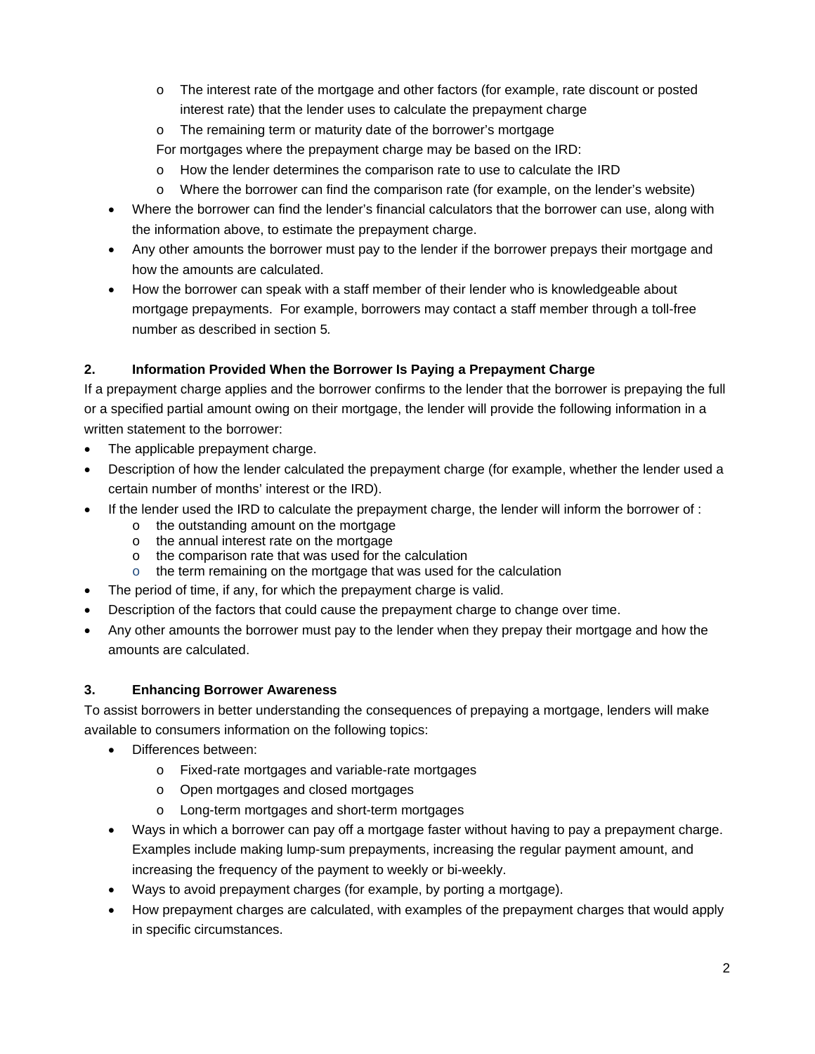- The interest rate of the mortgage and other factors (for example, rate discount or posted interest rate) that the lender uses to calculate the prepayment charge
  - The remaining term or maturity date of the borrower's mortgage

  For mortgages where the prepayment charge may be based on the IRD:

  - How the lender determines the comparison rate to use to calculate the IRD
  - Where the borrower can find the comparison rate (for example, on the lender's website)
- Where the borrower can find the lender's financial calculators that the borrower can use, along with the information above, to estimate the prepayment charge.
- Any other amounts the borrower must pay to the lender if the borrower prepays their mortgage and how the amounts are calculated.
- How the borrower can speak with a staff member of their lender who is knowledgeable about mortgage prepayments. For example, borrowers may contact a staff member through a toll-free number as described in section 5.

**2. Information Provided When the Borrower Is Paying a Prepayment Charge**

If a prepayment charge applies and the borrower confirms to the lender that the borrower is prepaying the full or a specified partial amount owing on their mortgage, the lender will provide the following information in a written statement to the borrower:

- The applicable prepayment charge.
- Description of how the lender calculated the prepayment charge (for example, whether the lender used a certain number of months' interest or the IRD).
- If the lender used the IRD to calculate the prepayment charge, the lender will inform the borrower of :
  - the outstanding amount on the mortgage
  - the annual interest rate on the mortgage
  - the comparison rate that was used for the calculation
  - the term remaining on the mortgage that was used for the calculation
- The period of time, if any, for which the prepayment charge is valid.
- Description of the factors that could cause the prepayment charge to change over time.
- Any other amounts the borrower must pay to the lender when they prepay their mortgage and how the amounts are calculated.

**3. Enhancing Borrower Awareness**

To assist borrowers in better understanding the consequences of prepaying a mortgage, lenders will make available to consumers information on the following topics:

- Differences between:
  - Fixed-rate mortgages and variable-rate mortgages
  - Open mortgages and closed mortgages
  - Long-term mortgages and short-term mortgages
- Ways in which a borrower can pay off a mortgage faster without having to pay a prepayment charge. Examples include making lump-sum prepayments, increasing the regular payment amount, and increasing the frequency of the payment to weekly or bi-weekly.
- Ways to avoid prepayment charges (for example, by porting a mortgage).
- How prepayment charges are calculated, with examples of the prepayment charges that would apply in specific circumstances.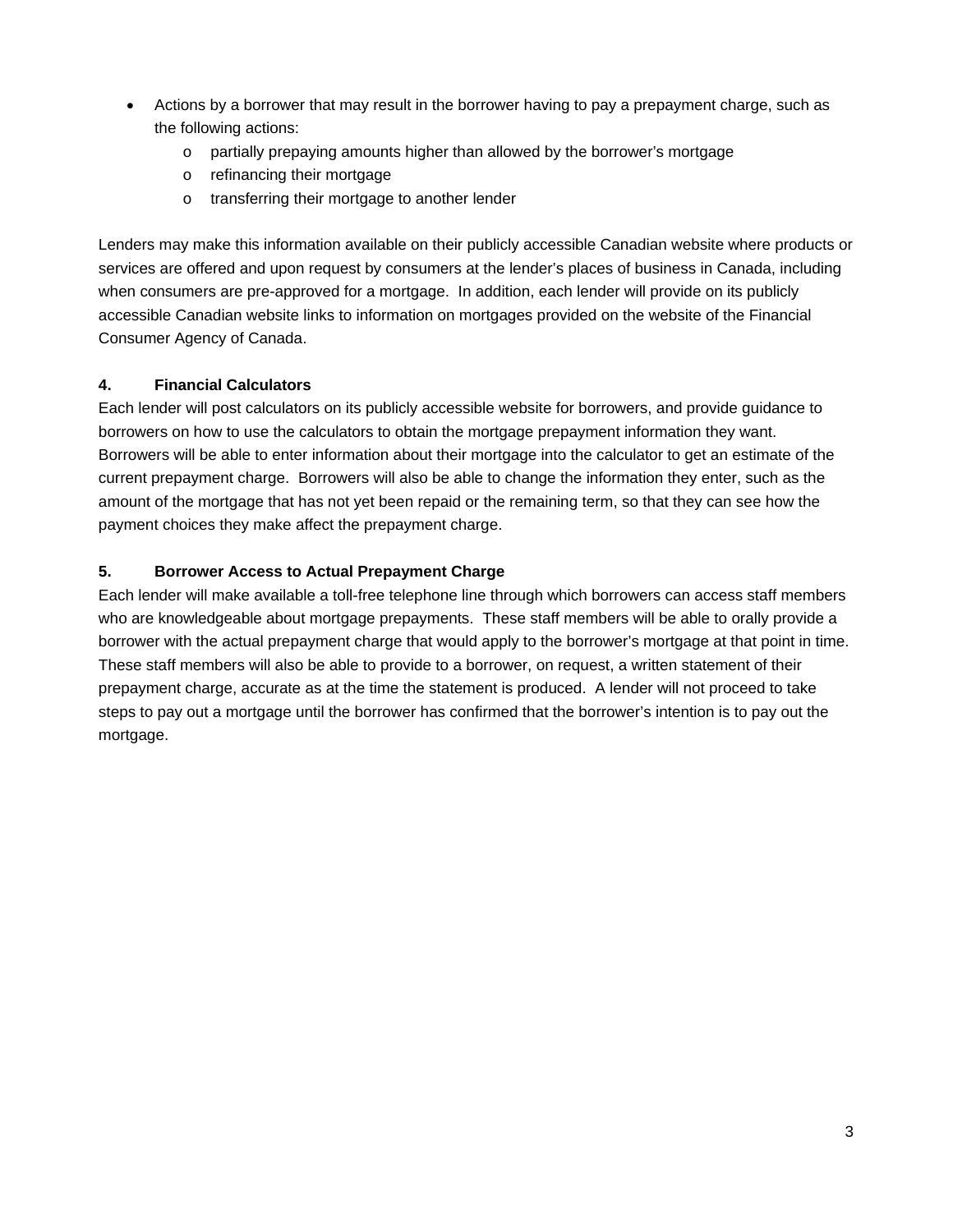- Actions by a borrower that may result in the borrower having to pay a prepayment charge, such as the following actions:
  - partially prepaying amounts higher than allowed by the borrower's mortgage
  - refinancing their mortgage
  - transferring their mortgage to another lender

Lenders may make this information available on their publicly accessible Canadian website where products or services are offered and upon request by consumers at the lender's places of business in Canada, including when consumers are pre-approved for a mortgage. In addition, each lender will provide on its publicly accessible Canadian website links to information on mortgages provided on the website of the Financial Consumer Agency of Canada.

**4. Financial Calculators**

Each lender will post calculators on its publicly accessible website for borrowers, and provide guidance to borrowers on how to use the calculators to obtain the mortgage prepayment information they want. Borrowers will be able to enter information about their mortgage into the calculator to get an estimate of the current prepayment charge. Borrowers will also be able to change the information they enter, such as the amount of the mortgage that has not yet been repaid or the remaining term, so that they can see how the payment choices they make affect the prepayment charge.

**5. Borrower Access to Actual Prepayment Charge**

Each lender will make available a toll-free telephone line through which borrowers can access staff members who are knowledgeable about mortgage prepayments. These staff members will be able to orally provide a borrower with the actual prepayment charge that would apply to the borrower's mortgage at that point in time. These staff members will also be able to provide to a borrower, on request, a written statement of their prepayment charge, accurate as at the time the statement is produced. A lender will not proceed to take steps to pay out a mortgage until the borrower has confirmed that the borrower's intention is to pay out the mortgage.